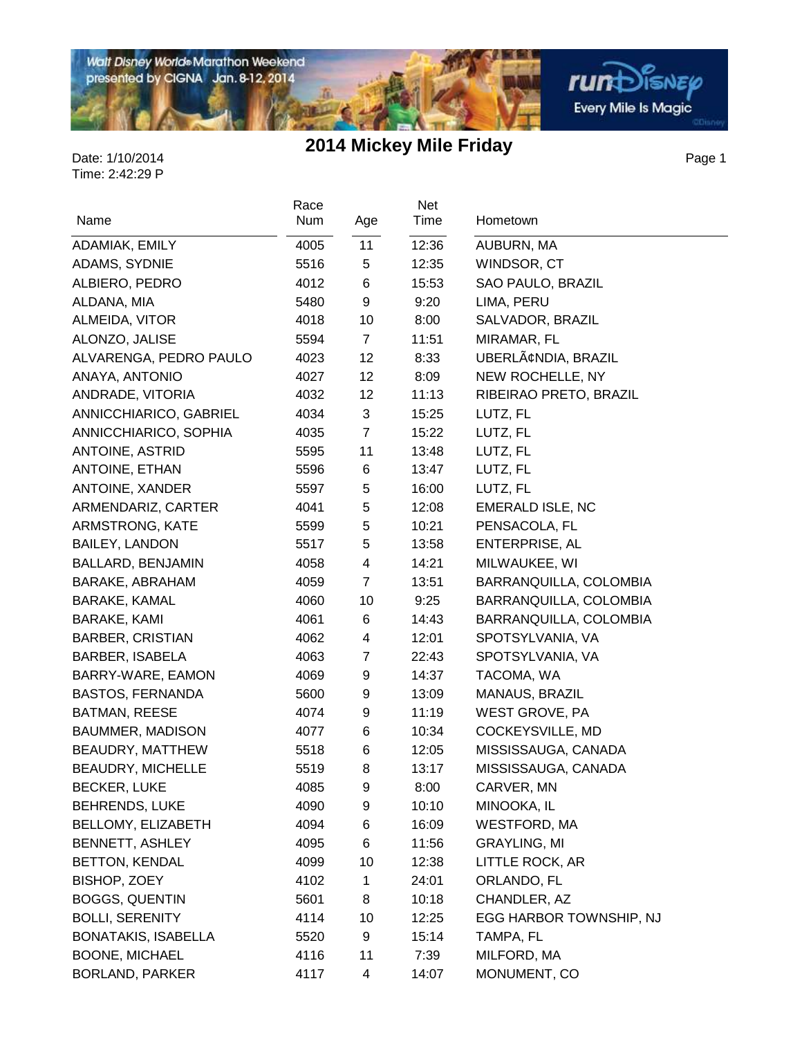# 2014 Mickey Mile Friday

Date: 1/10/2014
Time: 2:42:29 P

| Name | Race Num | Age | Net Time | Hometown |
|---|---|---|---|---|
| ADAMIAK, EMILY | 4005 | 11 | 12:36 | AUBURN, MA |
| ADAMS, SYDNIE | 5516 | 5 | 12:35 | WINDSOR, CT |
| ALBIERO, PEDRO | 4012 | 6 | 15:53 | SAO PAULO, BRAZIL |
| ALDANA, MIA | 5480 | 9 | 9:20 | LIMA, PERU |
| ALMEIDA, VITOR | 4018 | 10 | 8:00 | SALVADOR, BRAZIL |
| ALONZO, JALISE | 5594 | 7 | 11:51 | MIRAMAR, FL |
| ALVARENGA, PEDRO PAULO | 4023 | 12 | 8:33 | UBERLÃ¢NDIA, BRAZIL |
| ANAYA, ANTONIO | 4027 | 12 | 8:09 | NEW ROCHELLE, NY |
| ANDRADE, VITORIA | 4032 | 12 | 11:13 | RIBEIRAO PRETO, BRAZIL |
| ANNICCHIARICO, GABRIEL | 4034 | 3 | 15:25 | LUTZ, FL |
| ANNICCHIARICO, SOPHIA | 4035 | 7 | 15:22 | LUTZ, FL |
| ANTOINE, ASTRID | 5595 | 11 | 13:48 | LUTZ, FL |
| ANTOINE, ETHAN | 5596 | 6 | 13:47 | LUTZ, FL |
| ANTOINE, XANDER | 5597 | 5 | 16:00 | LUTZ, FL |
| ARMENDARIZ, CARTER | 4041 | 5 | 12:08 | EMERALD ISLE, NC |
| ARMSTRONG, KATE | 5599 | 5 | 10:21 | PENSACOLA, FL |
| BAILEY, LANDON | 5517 | 5 | 13:58 | ENTERPRISE, AL |
| BALLARD, BENJAMIN | 4058 | 4 | 14:21 | MILWAUKEE, WI |
| BARAKE, ABRAHAM | 4059 | 7 | 13:51 | BARRANQUILLA, COLOMBIA |
| BARAKE, KAMAL | 4060 | 10 | 9:25 | BARRANQUILLA, COLOMBIA |
| BARAKE, KAMI | 4061 | 6 | 14:43 | BARRANQUILLA, COLOMBIA |
| BARBER, CRISTIAN | 4062 | 4 | 12:01 | SPOTSYLVANIA, VA |
| BARBER, ISABELA | 4063 | 7 | 22:43 | SPOTSYLVANIA, VA |
| BARRY-WARE, EAMON | 4069 | 9 | 14:37 | TACOMA, WA |
| BASTOS, FERNANDA | 5600 | 9 | 13:09 | MANAUS, BRAZIL |
| BATMAN, REESE | 4074 | 9 | 11:19 | WEST GROVE, PA |
| BAUMMER, MADISON | 4077 | 6 | 10:34 | COCKEYSVILLE, MD |
| BEAUDRY, MATTHEW | 5518 | 6 | 12:05 | MISSISSAUGA, CANADA |
| BEAUDRY, MICHELLE | 5519 | 8 | 13:17 | MISSISSAUGA, CANADA |
| BECKER, LUKE | 4085 | 9 | 8:00 | CARVER, MN |
| BEHRENDS, LUKE | 4090 | 9 | 10:10 | MINOOKA, IL |
| BELLOMY, ELIZABETH | 4094 | 6 | 16:09 | WESTFORD, MA |
| BENNETT, ASHLEY | 4095 | 6 | 11:56 | GRAYLING, MI |
| BETTON, KENDAL | 4099 | 10 | 12:38 | LITTLE ROCK, AR |
| BISHOP, ZOEY | 4102 | 1 | 24:01 | ORLANDO, FL |
| BOGGS, QUENTIN | 5601 | 8 | 10:18 | CHANDLER, AZ |
| BOLLI, SERENITY | 4114 | 10 | 12:25 | EGG HARBOR TOWNSHIP, NJ |
| BONATAKIS, ISABELLA | 5520 | 9 | 15:14 | TAMPA, FL |
| BOONE, MICHAEL | 4116 | 11 | 7:39 | MILFORD, MA |
| BORLAND, PARKER | 4117 | 4 | 14:07 | MONUMENT, CO |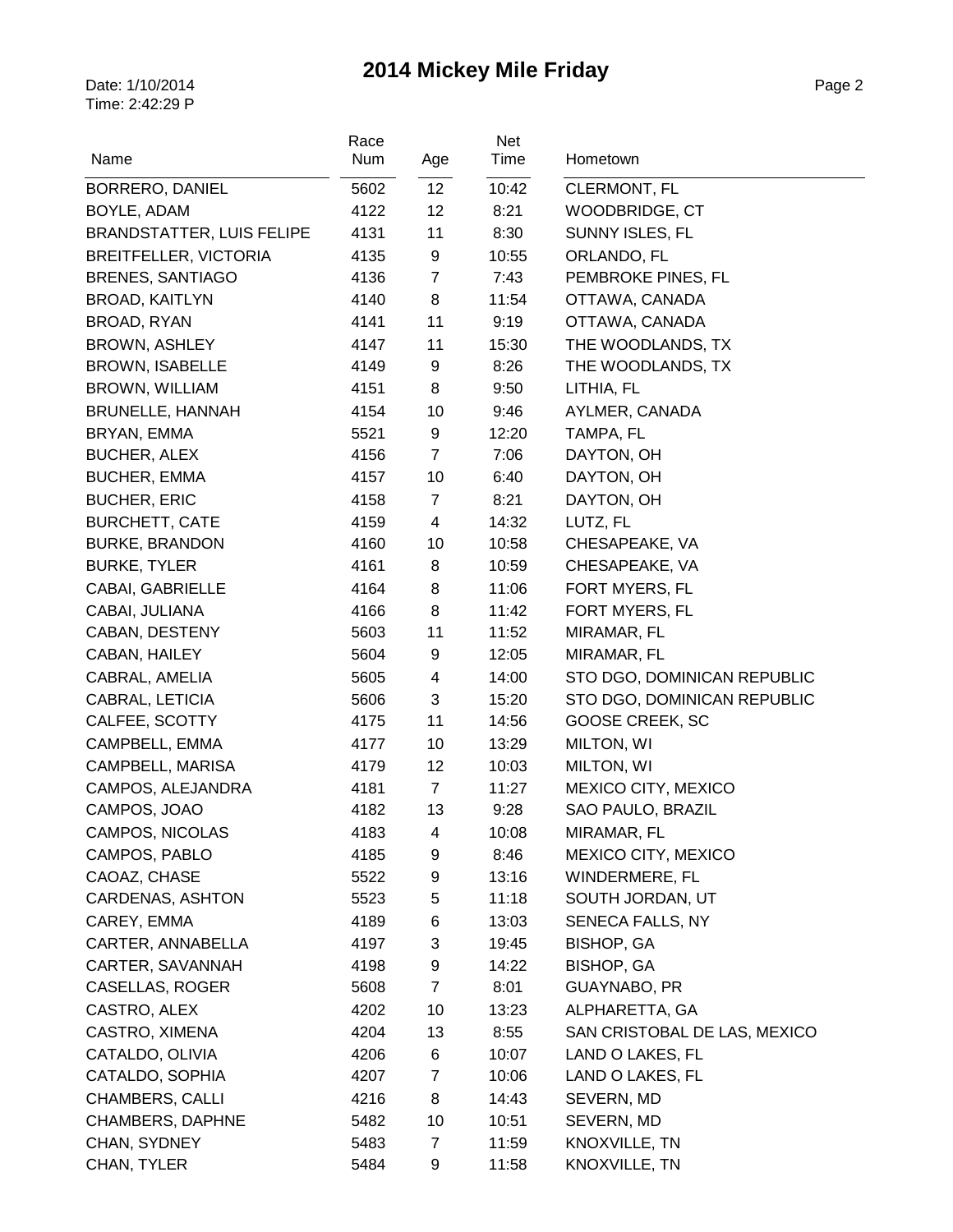# 2014 Mickey Mile Friday

Date: 1/10/2014
Time: 2:42:29 P

| Name | Race Num | Age | Net Time | Hometown |
|---|---|---|---|---|
| BORRERO, DANIEL | 5602 | 12 | 10:42 | CLERMONT, FL |
| BOYLE, ADAM | 4122 | 12 | 8:21 | WOODBRIDGE, CT |
| BRANDSTATTER, LUIS FELIPE | 4131 | 11 | 8:30 | SUNNY ISLES, FL |
| BREITFELLER, VICTORIA | 4135 | 9 | 10:55 | ORLANDO, FL |
| BRENES, SANTIAGO | 4136 | 7 | 7:43 | PEMBROKE PINES, FL |
| BROAD, KAITLYN | 4140 | 8 | 11:54 | OTTAWA, CANADA |
| BROAD, RYAN | 4141 | 11 | 9:19 | OTTAWA, CANADA |
| BROWN, ASHLEY | 4147 | 11 | 15:30 | THE WOODLANDS, TX |
| BROWN, ISABELLE | 4149 | 9 | 8:26 | THE WOODLANDS, TX |
| BROWN, WILLIAM | 4151 | 8 | 9:50 | LITHIA, FL |
| BRUNELLE, HANNAH | 4154 | 10 | 9:46 | AYLMER, CANADA |
| BRYAN, EMMA | 5521 | 9 | 12:20 | TAMPA, FL |
| BUCHER, ALEX | 4156 | 7 | 7:06 | DAYTON, OH |
| BUCHER, EMMA | 4157 | 10 | 6:40 | DAYTON, OH |
| BUCHER, ERIC | 4158 | 7 | 8:21 | DAYTON, OH |
| BURCHETT, CATE | 4159 | 4 | 14:32 | LUTZ, FL |
| BURKE, BRANDON | 4160 | 10 | 10:58 | CHESAPEAKE, VA |
| BURKE, TYLER | 4161 | 8 | 10:59 | CHESAPEAKE, VA |
| CABAI, GABRIELLE | 4164 | 8 | 11:06 | FORT MYERS, FL |
| CABAI, JULIANA | 4166 | 8 | 11:42 | FORT MYERS, FL |
| CABAN, DESTENY | 5603 | 11 | 11:52 | MIRAMAR, FL |
| CABAN, HAILEY | 5604 | 9 | 12:05 | MIRAMAR, FL |
| CABRAL, AMELIA | 5605 | 4 | 14:00 | STO DGO, DOMINICAN REPUBLIC |
| CABRAL, LETICIA | 5606 | 3 | 15:20 | STO DGO, DOMINICAN REPUBLIC |
| CALFEE, SCOTTY | 4175 | 11 | 14:56 | GOOSE CREEK, SC |
| CAMPBELL, EMMA | 4177 | 10 | 13:29 | MILTON, WI |
| CAMPBELL, MARISA | 4179 | 12 | 10:03 | MILTON, WI |
| CAMPOS, ALEJANDRA | 4181 | 7 | 11:27 | MEXICO CITY, MEXICO |
| CAMPOS, JOAO | 4182 | 13 | 9:28 | SAO PAULO, BRAZIL |
| CAMPOS, NICOLAS | 4183 | 4 | 10:08 | MIRAMAR, FL |
| CAMPOS, PABLO | 4185 | 9 | 8:46 | MEXICO CITY, MEXICO |
| CAOAZ, CHASE | 5522 | 9 | 13:16 | WINDERMERE, FL |
| CARDENAS, ASHTON | 5523 | 5 | 11:18 | SOUTH JORDAN, UT |
| CAREY, EMMA | 4189 | 6 | 13:03 | SENECA FALLS, NY |
| CARTER, ANNABELLA | 4197 | 3 | 19:45 | BISHOP, GA |
| CARTER, SAVANNAH | 4198 | 9 | 14:22 | BISHOP, GA |
| CASELLAS, ROGER | 5608 | 7 | 8:01 | GUAYNABO, PR |
| CASTRO, ALEX | 4202 | 10 | 13:23 | ALPHARETTA, GA |
| CASTRO, XIMENA | 4204 | 13 | 8:55 | SAN CRISTOBAL DE LAS, MEXICO |
| CATALDO, OLIVIA | 4206 | 6 | 10:07 | LAND O LAKES, FL |
| CATALDO, SOPHIA | 4207 | 7 | 10:06 | LAND O LAKES, FL |
| CHAMBERS, CALLI | 4216 | 8 | 14:43 | SEVERN, MD |
| CHAMBERS, DAPHNE | 5482 | 10 | 10:51 | SEVERN, MD |
| CHAN, SYDNEY | 5483 | 7 | 11:59 | KNOXVILLE, TN |
| CHAN, TYLER | 5484 | 9 | 11:58 | KNOXVILLE, TN |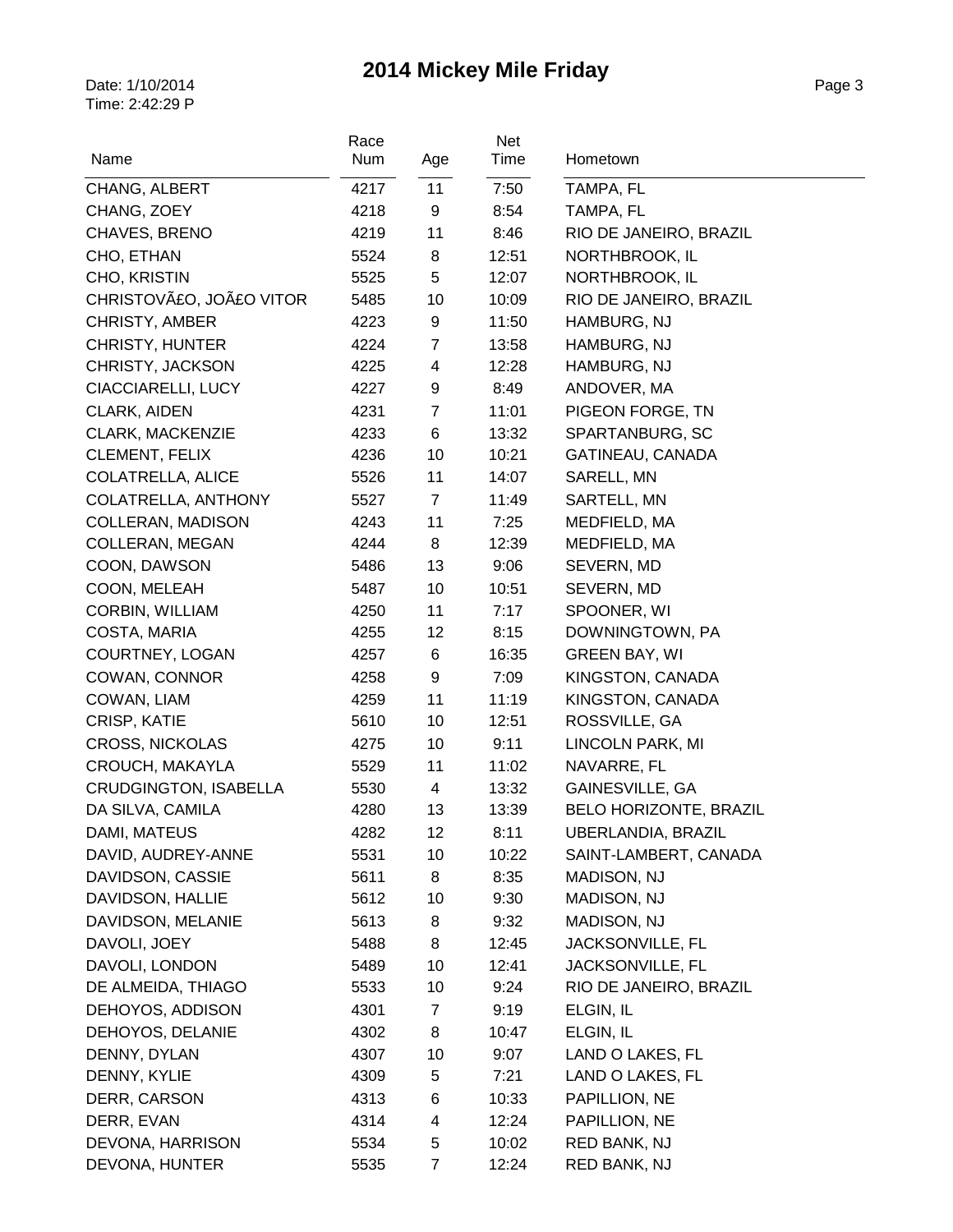# 2014 Mickey Mile Friday

Date: 1/10/2014
Time: 2:42:29 P

| Name | Race Num | Age | Net Time | Hometown |
|---|---|---|---|---|
| CHANG, ALBERT | 4217 | 11 | 7:50 | TAMPA, FL |
| CHANG, ZOEY | 4218 | 9 | 8:54 | TAMPA, FL |
| CHAVES, BRENO | 4219 | 11 | 8:46 | RIO DE JANEIRO, BRAZIL |
| CHO, ETHAN | 5524 | 8 | 12:51 | NORTHBROOK, IL |
| CHO, KRISTIN | 5525 | 5 | 12:07 | NORTHBROOK, IL |
| CHRISTOVÃ£O, JOÃ£O VITOR | 5485 | 10 | 10:09 | RIO DE JANEIRO, BRAZIL |
| CHRISTY, AMBER | 4223 | 9 | 11:50 | HAMBURG, NJ |
| CHRISTY, HUNTER | 4224 | 7 | 13:58 | HAMBURG, NJ |
| CHRISTY, JACKSON | 4225 | 4 | 12:28 | HAMBURG, NJ |
| CIACCIARELLI, LUCY | 4227 | 9 | 8:49 | ANDOVER, MA |
| CLARK, AIDEN | 4231 | 7 | 11:01 | PIGEON FORGE, TN |
| CLARK, MACKENZIE | 4233 | 6 | 13:32 | SPARTANBURG, SC |
| CLEMENT, FELIX | 4236 | 10 | 10:21 | GATINEAU, CANADA |
| COLATRELLA, ALICE | 5526 | 11 | 14:07 | SARELL, MN |
| COLATRELLA, ANTHONY | 5527 | 7 | 11:49 | SARTELL, MN |
| COLLERAN, MADISON | 4243 | 11 | 7:25 | MEDFIELD, MA |
| COLLERAN, MEGAN | 4244 | 8 | 12:39 | MEDFIELD, MA |
| COON, DAWSON | 5486 | 13 | 9:06 | SEVERN, MD |
| COON, MELEAH | 5487 | 10 | 10:51 | SEVERN, MD |
| CORBIN, WILLIAM | 4250 | 11 | 7:17 | SPOONER, WI |
| COSTA, MARIA | 4255 | 12 | 8:15 | DOWNINGTOWN, PA |
| COURTNEY, LOGAN | 4257 | 6 | 16:35 | GREEN BAY, WI |
| COWAN, CONNOR | 4258 | 9 | 7:09 | KINGSTON, CANADA |
| COWAN, LIAM | 4259 | 11 | 11:19 | KINGSTON, CANADA |
| CRISP, KATIE | 5610 | 10 | 12:51 | ROSSVILLE, GA |
| CROSS, NICKOLAS | 4275 | 10 | 9:11 | LINCOLN PARK, MI |
| CROUCH, MAKAYLA | 5529 | 11 | 11:02 | NAVARRE, FL |
| CRUDGINGTON, ISABELLA | 5530 | 4 | 13:32 | GAINESVILLE, GA |
| DA SILVA, CAMILA | 4280 | 13 | 13:39 | BELO HORIZONTE, BRAZIL |
| DAMI, MATEUS | 4282 | 12 | 8:11 | UBERLANDIA, BRAZIL |
| DAVID, AUDREY-ANNE | 5531 | 10 | 10:22 | SAINT-LAMBERT, CANADA |
| DAVIDSON, CASSIE | 5611 | 8 | 8:35 | MADISON, NJ |
| DAVIDSON, HALLIE | 5612 | 10 | 9:30 | MADISON, NJ |
| DAVIDSON, MELANIE | 5613 | 8 | 9:32 | MADISON, NJ |
| DAVOLI, JOEY | 5488 | 8 | 12:45 | JACKSONVILLE, FL |
| DAVOLI, LONDON | 5489 | 10 | 12:41 | JACKSONVILLE, FL |
| DE ALMEIDA, THIAGO | 5533 | 10 | 9:24 | RIO DE JANEIRO, BRAZIL |
| DEHOYOS, ADDISON | 4301 | 7 | 9:19 | ELGIN, IL |
| DEHOYOS, DELANIE | 4302 | 8 | 10:47 | ELGIN, IL |
| DENNY, DYLAN | 4307 | 10 | 9:07 | LAND O LAKES, FL |
| DENNY, KYLIE | 4309 | 5 | 7:21 | LAND O LAKES, FL |
| DERR, CARSON | 4313 | 6 | 10:33 | PAPILLION, NE |
| DERR, EVAN | 4314 | 4 | 12:24 | PAPILLION, NE |
| DEVONA, HARRISON | 5534 | 5 | 10:02 | RED BANK, NJ |
| DEVONA, HUNTER | 5535 | 7 | 12:24 | RED BANK, NJ |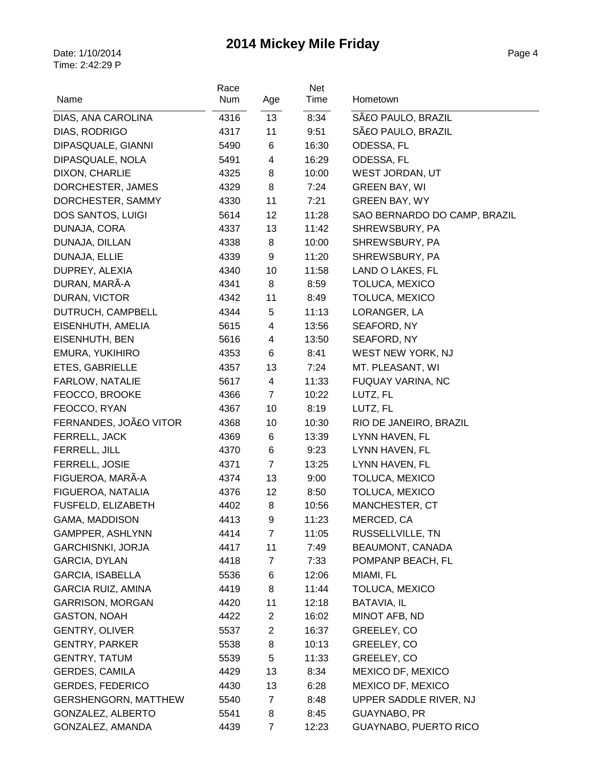# 2014 Mickey Mile Friday

Date: 1/10/2014
Time: 2:42:29 P

| Name | Race Num | Age | Net Time | Hometown |
|---|---|---|---|---|
| DIAS, ANA CAROLINA | 4316 | 13 | 8:34 | SÃ£O PAULO, BRAZIL |
| DIAS, RODRIGO | 4317 | 11 | 9:51 | SÃ£O PAULO, BRAZIL |
| DIPASQUALE, GIANNI | 5490 | 6 | 16:30 | ODESSA, FL |
| DIPASQUALE, NOLA | 5491 | 4 | 16:29 | ODESSA, FL |
| DIXON, CHARLIE | 4325 | 8 | 10:00 | WEST JORDAN, UT |
| DORCHESTER, JAMES | 4329 | 8 | 7:24 | GREEN BAY, WI |
| DORCHESTER, SAMMY | 4330 | 11 | 7:21 | GREEN BAY, WY |
| DOS SANTOS, LUIGI | 5614 | 12 | 11:28 | SAO BERNARDO DO CAMP, BRAZIL |
| DUNAJA, CORA | 4337 | 13 | 11:42 | SHREWSBURY, PA |
| DUNAJA, DILLAN | 4338 | 8 | 10:00 | SHREWSBURY, PA |
| DUNAJA, ELLIE | 4339 | 9 | 11:20 | SHREWSBURY, PA |
| DUPREY, ALEXIA | 4340 | 10 | 11:58 | LAND O LAKES, FL |
| DURAN, MARÃ-A | 4341 | 8 | 8:59 | TOLUCA, MEXICO |
| DURAN, VICTOR | 4342 | 11 | 8:49 | TOLUCA, MEXICO |
| DUTRUCH, CAMPBELL | 4344 | 5 | 11:13 | LORANGER, LA |
| EISENHUTH, AMELIA | 5615 | 4 | 13:56 | SEAFORD, NY |
| EISENHUTH, BEN | 5616 | 4 | 13:50 | SEAFORD, NY |
| EMURA, YUKIHIRO | 4353 | 6 | 8:41 | WEST NEW YORK, NJ |
| ETES, GABRIELLE | 4357 | 13 | 7:24 | MT. PLEASANT, WI |
| FARLOW, NATALIE | 5617 | 4 | 11:33 | FUQUAY VARINA, NC |
| FEOCCO, BROOKE | 4366 | 7 | 10:22 | LUTZ, FL |
| FEOCCO, RYAN | 4367 | 10 | 8:19 | LUTZ, FL |
| FERNANDES, JOÃ£O VITOR | 4368 | 10 | 10:30 | RIO DE JANEIRO, BRAZIL |
| FERRELL, JACK | 4369 | 6 | 13:39 | LYNN HAVEN, FL |
| FERRELL, JILL | 4370 | 6 | 9:23 | LYNN HAVEN, FL |
| FERRELL, JOSIE | 4371 | 7 | 13:25 | LYNN HAVEN, FL |
| FIGUEROA, MARÃ-A | 4374 | 13 | 9:00 | TOLUCA, MEXICO |
| FIGUEROA, NATALIA | 4376 | 12 | 8:50 | TOLUCA, MEXICO |
| FUSFELD, ELIZABETH | 4402 | 8 | 10:56 | MANCHESTER, CT |
| GAMA, MADDISON | 4413 | 9 | 11:23 | MERCED, CA |
| GAMPPER, ASHLYNN | 4414 | 7 | 11:05 | RUSSELLVILLE, TN |
| GARCHISNKI, JORJA | 4417 | 11 | 7:49 | BEAUMONT, CANADA |
| GARCIA, DYLAN | 4418 | 7 | 7:33 | POMPANP BEACH, FL |
| GARCIA, ISABELLA | 5536 | 6 | 12:06 | MIAMI, FL |
| GARCIA RUIZ, AMINA | 4419 | 8 | 11:44 | TOLUCA, MEXICO |
| GARRISON, MORGAN | 4420 | 11 | 12:18 | BATAVIA, IL |
| GASTON, NOAH | 4422 | 2 | 16:02 | MINOT AFB, ND |
| GENTRY, OLIVER | 5537 | 2 | 16:37 | GREELEY, CO |
| GENTRY, PARKER | 5538 | 8 | 10:13 | GREELEY, CO |
| GENTRY, TATUM | 5539 | 5 | 11:33 | GREELEY, CO |
| GERDES, CAMILA | 4429 | 13 | 8:34 | MEXICO DF, MEXICO |
| GERDES, FEDERICO | 4430 | 13 | 6:28 | MEXICO DF, MEXICO |
| GERSHENGORN, MATTHEW | 5540 | 7 | 8:48 | UPPER SADDLE RIVER, NJ |
| GONZALEZ, ALBERTO | 5541 | 8 | 8:45 | GUAYNABO, PR |
| GONZALEZ, AMANDA | 4439 | 7 | 12:23 | GUAYNABO, PUERTO RICO |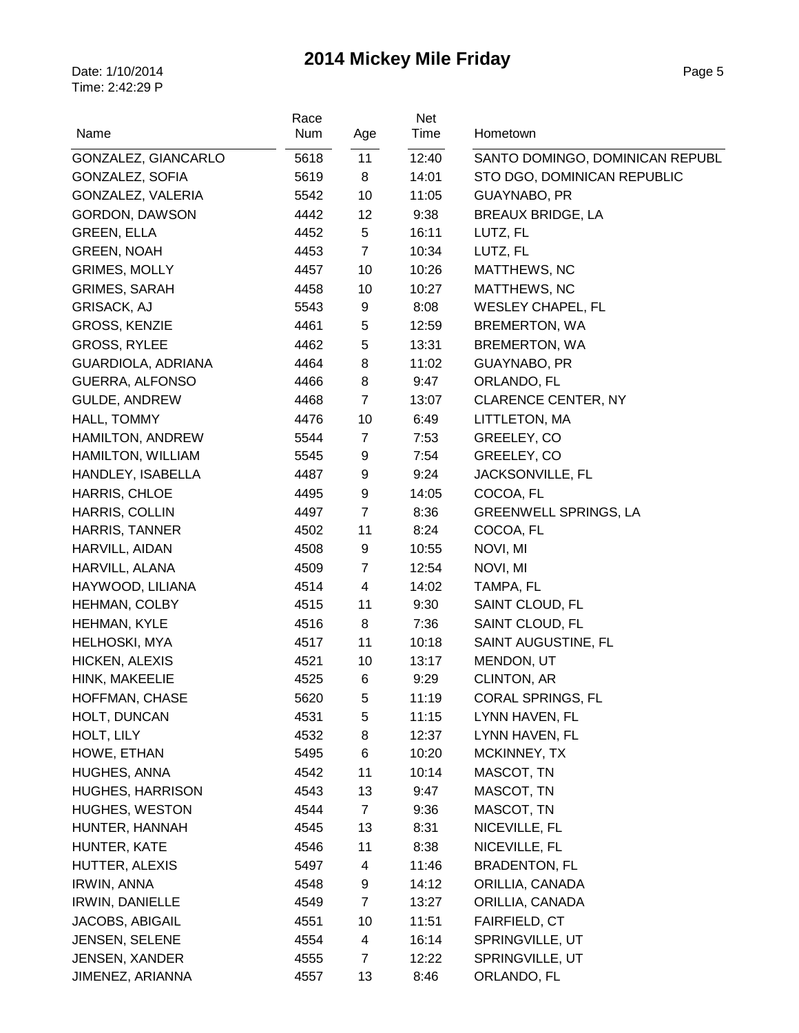# 2014 Mickey Mile Friday

Date: 1/10/2014
Time: 2:42:29 P

| Name | Race Num | Age | Net Time | Hometown |
|---|---|---|---|---|
| GONZALEZ, GIANCARLO | 5618 | 11 | 12:40 | SANTO DOMINGO, DOMINICAN REPUBL |
| GONZALEZ, SOFIA | 5619 | 8 | 14:01 | STO DGO, DOMINICAN REPUBLIC |
| GONZALEZ, VALERIA | 5542 | 10 | 11:05 | GUAYNABO, PR |
| GORDON, DAWSON | 4442 | 12 | 9:38 | BREAUX BRIDGE, LA |
| GREEN, ELLA | 4452 | 5 | 16:11 | LUTZ, FL |
| GREEN, NOAH | 4453 | 7 | 10:34 | LUTZ, FL |
| GRIMES, MOLLY | 4457 | 10 | 10:26 | MATTHEWS, NC |
| GRIMES, SARAH | 4458 | 10 | 10:27 | MATTHEWS, NC |
| GRISACK, AJ | 5543 | 9 | 8:08 | WESLEY CHAPEL, FL |
| GROSS, KENZIE | 4461 | 5 | 12:59 | BREMERTON, WA |
| GROSS, RYLEE | 4462 | 5 | 13:31 | BREMERTON, WA |
| GUARDIOLA, ADRIANA | 4464 | 8 | 11:02 | GUAYNABO, PR |
| GUERRA, ALFONSO | 4466 | 8 | 9:47 | ORLANDO, FL |
| GULDE, ANDREW | 4468 | 7 | 13:07 | CLARENCE CENTER, NY |
| HALL, TOMMY | 4476 | 10 | 6:49 | LITTLETON, MA |
| HAMILTON, ANDREW | 5544 | 7 | 7:53 | GREELEY, CO |
| HAMILTON, WILLIAM | 5545 | 9 | 7:54 | GREELEY, CO |
| HANDLEY, ISABELLA | 4487 | 9 | 9:24 | JACKSONVILLE, FL |
| HARRIS, CHLOE | 4495 | 9 | 14:05 | COCOA, FL |
| HARRIS, COLLIN | 4497 | 7 | 8:36 | GREENWELL SPRINGS, LA |
| HARRIS, TANNER | 4502 | 11 | 8:24 | COCOA, FL |
| HARVILL, AIDAN | 4508 | 9 | 10:55 | NOVI, MI |
| HARVILL, ALANA | 4509 | 7 | 12:54 | NOVI, MI |
| HAYWOOD, LILIANA | 4514 | 4 | 14:02 | TAMPA, FL |
| HEHMAN, COLBY | 4515 | 11 | 9:30 | SAINT CLOUD, FL |
| HEHMAN, KYLE | 4516 | 8 | 7:36 | SAINT CLOUD, FL |
| HELHOSKI, MYA | 4517 | 11 | 10:18 | SAINT AUGUSTINE, FL |
| HICKEN, ALEXIS | 4521 | 10 | 13:17 | MENDON, UT |
| HINK, MAKEELIE | 4525 | 6 | 9:29 | CLINTON, AR |
| HOFFMAN, CHASE | 5620 | 5 | 11:19 | CORAL SPRINGS, FL |
| HOLT, DUNCAN | 4531 | 5 | 11:15 | LYNN HAVEN, FL |
| HOLT, LILY | 4532 | 8 | 12:37 | LYNN HAVEN, FL |
| HOWE, ETHAN | 5495 | 6 | 10:20 | MCKINNEY, TX |
| HUGHES, ANNA | 4542 | 11 | 10:14 | MASCOT, TN |
| HUGHES, HARRISON | 4543 | 13 | 9:47 | MASCOT, TN |
| HUGHES, WESTON | 4544 | 7 | 9:36 | MASCOT, TN |
| HUNTER, HANNAH | 4545 | 13 | 8:31 | NICEVILLE, FL |
| HUNTER, KATE | 4546 | 11 | 8:38 | NICEVILLE, FL |
| HUTTER, ALEXIS | 5497 | 4 | 11:46 | BRADENTON, FL |
| IRWIN, ANNA | 4548 | 9 | 14:12 | ORILLIA, CANADA |
| IRWIN, DANIELLE | 4549 | 7 | 13:27 | ORILLIA, CANADA |
| JACOBS, ABIGAIL | 4551 | 10 | 11:51 | FAIRFIELD, CT |
| JENSEN, SELENE | 4554 | 4 | 16:14 | SPRINGVILLE, UT |
| JENSEN, XANDER | 4555 | 7 | 12:22 | SPRINGVILLE, UT |
| JIMENEZ, ARIANNA | 4557 | 13 | 8:46 | ORLANDO, FL |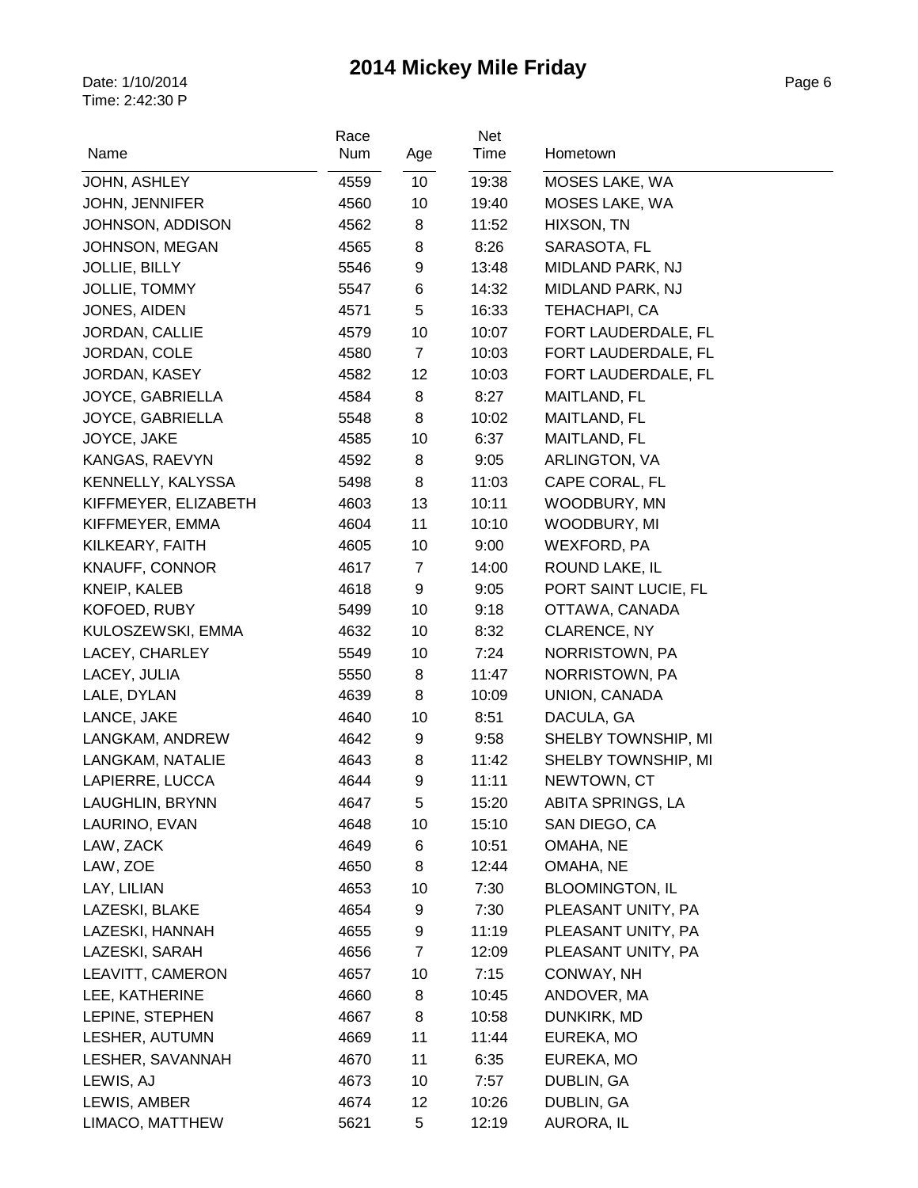# 2014 Mickey Mile Friday

Date: 1/10/2014
Time: 2:42:30 P

| Name | Race Num | Age | Net Time | Hometown |
|---|---|---|---|---|
| JOHN, ASHLEY | 4559 | 10 | 19:38 | MOSES LAKE, WA |
| JOHN, JENNIFER | 4560 | 10 | 19:40 | MOSES LAKE, WA |
| JOHNSON, ADDISON | 4562 | 8 | 11:52 | HIXSON, TN |
| JOHNSON, MEGAN | 4565 | 8 | 8:26 | SARASOTA, FL |
| JOLLIE, BILLY | 5546 | 9 | 13:48 | MIDLAND PARK, NJ |
| JOLLIE, TOMMY | 5547 | 6 | 14:32 | MIDLAND PARK, NJ |
| JONES, AIDEN | 4571 | 5 | 16:33 | TEHACHAPI, CA |
| JORDAN, CALLIE | 4579 | 10 | 10:07 | FORT LAUDERDALE, FL |
| JORDAN, COLE | 4580 | 7 | 10:03 | FORT LAUDERDALE, FL |
| JORDAN, KASEY | 4582 | 12 | 10:03 | FORT LAUDERDALE, FL |
| JOYCE, GABRIELLA | 4584 | 8 | 8:27 | MAITLAND, FL |
| JOYCE, GABRIELLA | 5548 | 8 | 10:02 | MAITLAND, FL |
| JOYCE, JAKE | 4585 | 10 | 6:37 | MAITLAND, FL |
| KANGAS, RAEVYN | 4592 | 8 | 9:05 | ARLINGTON, VA |
| KENNELLY, KALYSSA | 5498 | 8 | 11:03 | CAPE CORAL, FL |
| KIFFMEYER, ELIZABETH | 4603 | 13 | 10:11 | WOODBURY, MN |
| KIFFMEYER, EMMA | 4604 | 11 | 10:10 | WOODBURY, MI |
| KILKEARY, FAITH | 4605 | 10 | 9:00 | WEXFORD, PA |
| KNAUFF, CONNOR | 4617 | 7 | 14:00 | ROUND LAKE, IL |
| KNEIP, KALEB | 4618 | 9 | 9:05 | PORT SAINT LUCIE, FL |
| KOFOED, RUBY | 5499 | 10 | 9:18 | OTTAWA, CANADA |
| KULOSZEWSKI, EMMA | 4632 | 10 | 8:32 | CLARENCE, NY |
| LACEY, CHARLEY | 5549 | 10 | 7:24 | NORRISTOWN, PA |
| LACEY, JULIA | 5550 | 8 | 11:47 | NORRISTOWN, PA |
| LALE, DYLAN | 4639 | 8 | 10:09 | UNION, CANADA |
| LANCE, JAKE | 4640 | 10 | 8:51 | DACULA, GA |
| LANGKAM, ANDREW | 4642 | 9 | 9:58 | SHELBY TOWNSHIP, MI |
| LANGKAM, NATALIE | 4643 | 8 | 11:42 | SHELBY TOWNSHIP, MI |
| LAPIERRE, LUCCA | 4644 | 9 | 11:11 | NEWTOWN, CT |
| LAUGHLIN, BRYNN | 4647 | 5 | 15:20 | ABITA SPRINGS, LA |
| LAURINO, EVAN | 4648 | 10 | 15:10 | SAN DIEGO, CA |
| LAW, ZACK | 4649 | 6 | 10:51 | OMAHA, NE |
| LAW, ZOE | 4650 | 8 | 12:44 | OMAHA, NE |
| LAY, LILIAN | 4653 | 10 | 7:30 | BLOOMINGTON, IL |
| LAZESKI, BLAKE | 4654 | 9 | 7:30 | PLEASANT UNITY, PA |
| LAZESKI, HANNAH | 4655 | 9 | 11:19 | PLEASANT UNITY, PA |
| LAZESKI, SARAH | 4656 | 7 | 12:09 | PLEASANT UNITY, PA |
| LEAVITT, CAMERON | 4657 | 10 | 7:15 | CONWAY, NH |
| LEE, KATHERINE | 4660 | 8 | 10:45 | ANDOVER, MA |
| LEPINE, STEPHEN | 4667 | 8 | 10:58 | DUNKIRK, MD |
| LESHER, AUTUMN | 4669 | 11 | 11:44 | EUREKA, MO |
| LESHER, SAVANNAH | 4670 | 11 | 6:35 | EUREKA, MO |
| LEWIS, AJ | 4673 | 10 | 7:57 | DUBLIN, GA |
| LEWIS, AMBER | 4674 | 12 | 10:26 | DUBLIN, GA |
| LIMACO, MATTHEW | 5621 | 5 | 12:19 | AURORA, IL |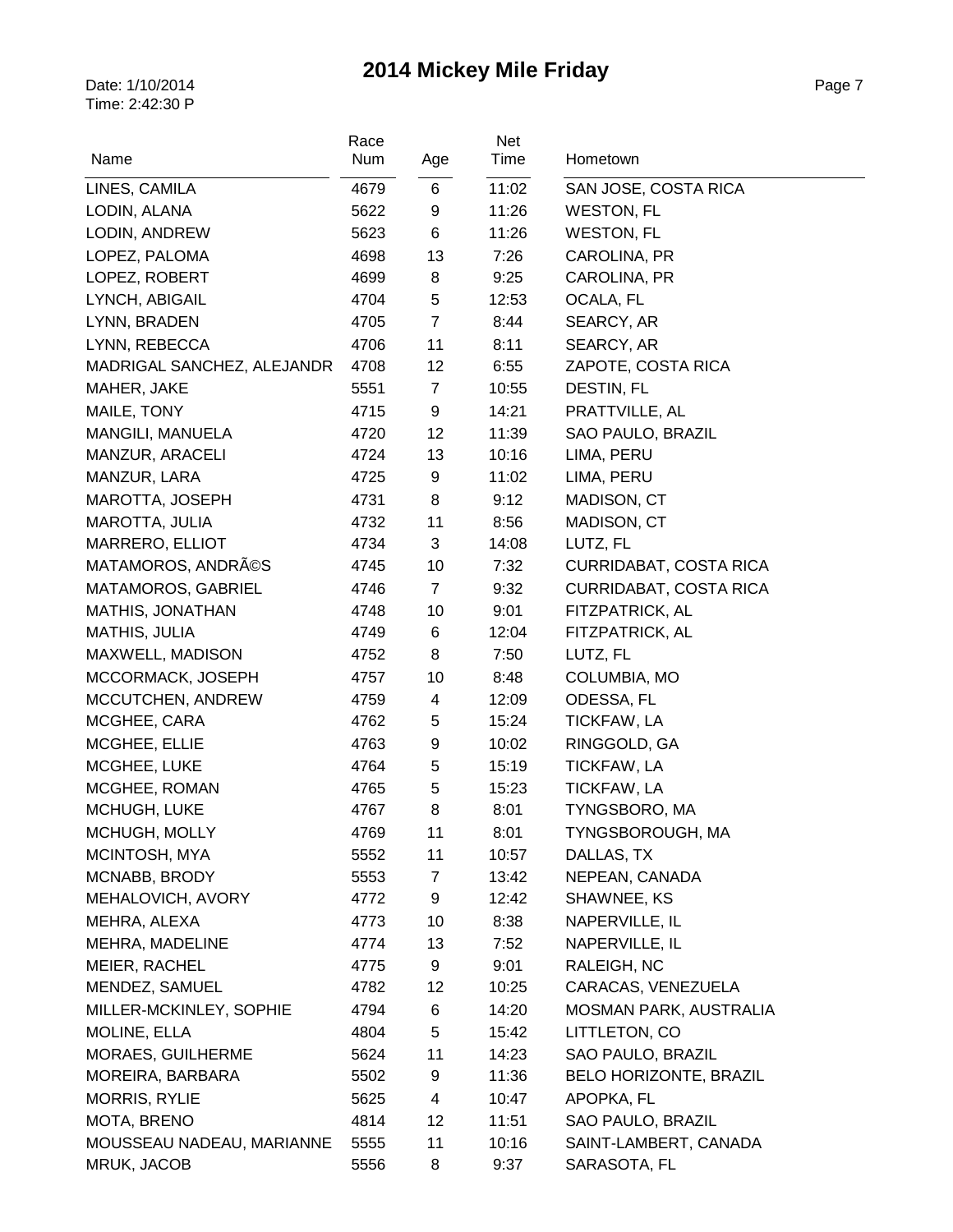# 2014 Mickey Mile Friday

Date: 1/10/2014
Time: 2:42:30 P

| Name | Race Num | Age | Net Time | Hometown |
|---|---|---|---|---|
| LINES, CAMILA | 4679 | 6 | 11:02 | SAN JOSE, COSTA RICA |
| LODIN, ALANA | 5622 | 9 | 11:26 | WESTON, FL |
| LODIN, ANDREW | 5623 | 6 | 11:26 | WESTON, FL |
| LOPEZ, PALOMA | 4698 | 13 | 7:26 | CAROLINA, PR |
| LOPEZ, ROBERT | 4699 | 8 | 9:25 | CAROLINA, PR |
| LYNCH, ABIGAIL | 4704 | 5 | 12:53 | OCALA, FL |
| LYNN, BRADEN | 4705 | 7 | 8:44 | SEARCY, AR |
| LYNN, REBECCA | 4706 | 11 | 8:11 | SEARCY, AR |
| MADRIGAL SANCHEZ, ALEJANDR | 4708 | 12 | 6:55 | ZAPOTE, COSTA RICA |
| MAHER, JAKE | 5551 | 7 | 10:55 | DESTIN, FL |
| MAILE, TONY | 4715 | 9 | 14:21 | PRATTVILLE, AL |
| MANGILI, MANUELA | 4720 | 12 | 11:39 | SAO PAULO, BRAZIL |
| MANZUR, ARACELI | 4724 | 13 | 10:16 | LIMA, PERU |
| MANZUR, LARA | 4725 | 9 | 11:02 | LIMA, PERU |
| MAROTTA, JOSEPH | 4731 | 8 | 9:12 | MADISON, CT |
| MAROTTA, JULIA | 4732 | 11 | 8:56 | MADISON, CT |
| MARRERO, ELLIOT | 4734 | 3 | 14:08 | LUTZ, FL |
| MATAMOROS, ANDRÃ©S | 4745 | 10 | 7:32 | CURRIDABAT, COSTA RICA |
| MATAMOROS, GABRIEL | 4746 | 7 | 9:32 | CURRIDABAT, COSTA RICA |
| MATHIS, JONATHAN | 4748 | 10 | 9:01 | FITZPATRICK, AL |
| MATHIS, JULIA | 4749 | 6 | 12:04 | FITZPATRICK, AL |
| MAXWELL, MADISON | 4752 | 8 | 7:50 | LUTZ, FL |
| MCCORMACK, JOSEPH | 4757 | 10 | 8:48 | COLUMBIA, MO |
| MCCUTCHEN, ANDREW | 4759 | 4 | 12:09 | ODESSA, FL |
| MCGHEE, CARA | 4762 | 5 | 15:24 | TICKFAW, LA |
| MCGHEE, ELLIE | 4763 | 9 | 10:02 | RINGGOLD, GA |
| MCGHEE, LUKE | 4764 | 5 | 15:19 | TICKFAW, LA |
| MCGHEE, ROMAN | 4765 | 5 | 15:23 | TICKFAW, LA |
| MCHUGH, LUKE | 4767 | 8 | 8:01 | TYNGSBORO, MA |
| MCHUGH, MOLLY | 4769 | 11 | 8:01 | TYNGSBOROUGH, MA |
| MCINTOSH, MYA | 5552 | 11 | 10:57 | DALLAS, TX |
| MCNABB, BRODY | 5553 | 7 | 13:42 | NEPEAN, CANADA |
| MEHALOVICH, AVORY | 4772 | 9 | 12:42 | SHAWNEE, KS |
| MEHRA, ALEXA | 4773 | 10 | 8:38 | NAPERVILLE, IL |
| MEHRA, MADELINE | 4774 | 13 | 7:52 | NAPERVILLE, IL |
| MEIER, RACHEL | 4775 | 9 | 9:01 | RALEIGH, NC |
| MENDEZ, SAMUEL | 4782 | 12 | 10:25 | CARACAS, VENEZUELA |
| MILLER-MCKINLEY, SOPHIE | 4794 | 6 | 14:20 | MOSMAN PARK, AUSTRALIA |
| MOLINE, ELLA | 4804 | 5 | 15:42 | LITTLETON, CO |
| MORAES, GUILHERME | 5624 | 11 | 14:23 | SAO PAULO, BRAZIL |
| MOREIRA, BARBARA | 5502 | 9 | 11:36 | BELO HORIZONTE, BRAZIL |
| MORRIS, RYLIE | 5625 | 4 | 10:47 | APOPKA, FL |
| MOTA, BRENO | 4814 | 12 | 11:51 | SAO PAULO, BRAZIL |
| MOUSSEAU NADEAU, MARIANNE | 5555 | 11 | 10:16 | SAINT-LAMBERT, CANADA |
| MRUK, JACOB | 5556 | 8 | 9:37 | SARASOTA, FL |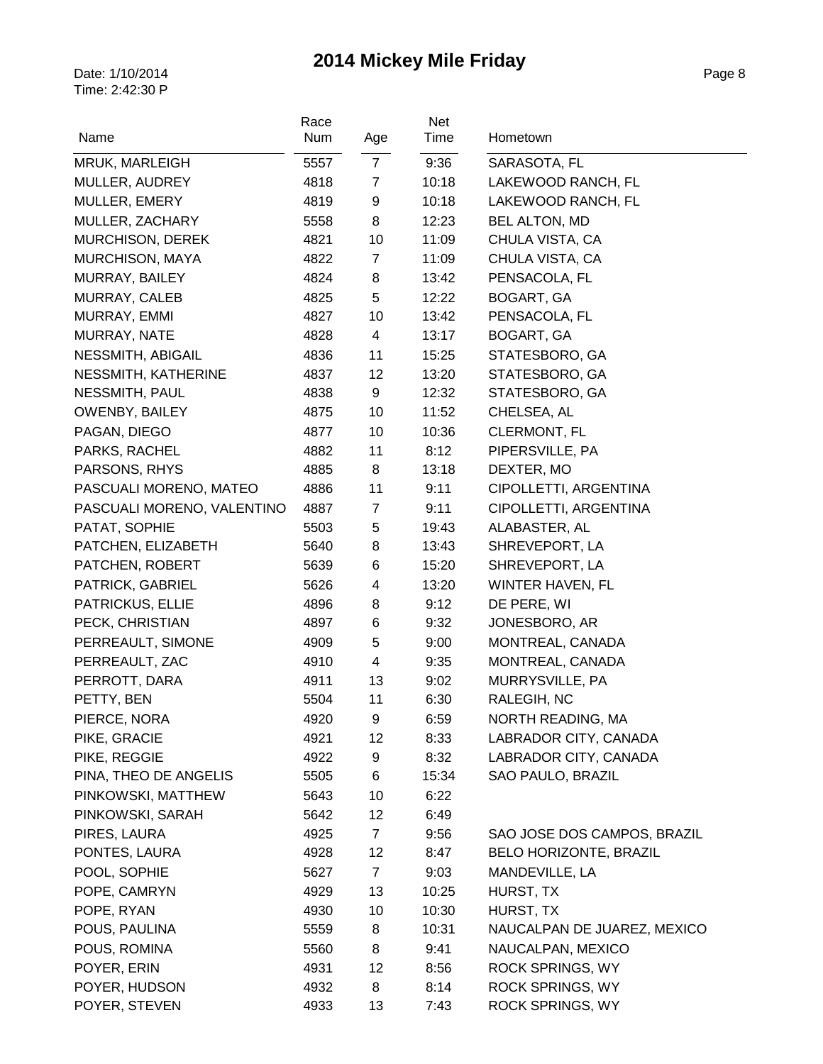# 2014 Mickey Mile Friday

Date: 1/10/2014
Time: 2:42:30 P

| Name | Race Num | Age | Net Time | Hometown |
|---|---|---|---|---|
| MRUK, MARLEIGH | 5557 | 7 | 9:36 | SARASOTA, FL |
| MULLER, AUDREY | 4818 | 7 | 10:18 | LAKEWOOD RANCH, FL |
| MULLER, EMERY | 4819 | 9 | 10:18 | LAKEWOOD RANCH, FL |
| MULLER, ZACHARY | 5558 | 8 | 12:23 | BEL ALTON, MD |
| MURCHISON, DEREK | 4821 | 10 | 11:09 | CHULA VISTA, CA |
| MURCHISON, MAYA | 4822 | 7 | 11:09 | CHULA VISTA, CA |
| MURRAY, BAILEY | 4824 | 8 | 13:42 | PENSACOLA, FL |
| MURRAY, CALEB | 4825 | 5 | 12:22 | BOGART, GA |
| MURRAY, EMMI | 4827 | 10 | 13:42 | PENSACOLA, FL |
| MURRAY, NATE | 4828 | 4 | 13:17 | BOGART, GA |
| NESSMITH, ABIGAIL | 4836 | 11 | 15:25 | STATESBORO, GA |
| NESSMITH, KATHERINE | 4837 | 12 | 13:20 | STATESBORO, GA |
| NESSMITH, PAUL | 4838 | 9 | 12:32 | STATESBORO, GA |
| OWENBY, BAILEY | 4875 | 10 | 11:52 | CHELSEA, AL |
| PAGAN, DIEGO | 4877 | 10 | 10:36 | CLERMONT, FL |
| PARKS, RACHEL | 4882 | 11 | 8:12 | PIPERSVILLE, PA |
| PARSONS, RHYS | 4885 | 8 | 13:18 | DEXTER, MO |
| PASCUALI MORENO, MATEO | 4886 | 11 | 9:11 | CIPOLLETTI, ARGENTINA |
| PASCUALI MORENO, VALENTINO | 4887 | 7 | 9:11 | CIPOLLETTI, ARGENTINA |
| PATAT, SOPHIE | 5503 | 5 | 19:43 | ALABASTER, AL |
| PATCHEN, ELIZABETH | 5640 | 8 | 13:43 | SHREVEPORT, LA |
| PATCHEN, ROBERT | 5639 | 6 | 15:20 | SHREVEPORT, LA |
| PATRICK, GABRIEL | 5626 | 4 | 13:20 | WINTER HAVEN, FL |
| PATRICKUS, ELLIE | 4896 | 8 | 9:12 | DE PERE, WI |
| PECK, CHRISTIAN | 4897 | 6 | 9:32 | JONESBORO, AR |
| PERREAULT, SIMONE | 4909 | 5 | 9:00 | MONTREAL, CANADA |
| PERREAULT, ZAC | 4910 | 4 | 9:35 | MONTREAL, CANADA |
| PERROTT, DARA | 4911 | 13 | 9:02 | MURRYSVILLE, PA |
| PETTY, BEN | 5504 | 11 | 6:30 | RALEGIH, NC |
| PIERCE, NORA | 4920 | 9 | 6:59 | NORTH READING, MA |
| PIKE, GRACIE | 4921 | 12 | 8:33 | LABRADOR CITY, CANADA |
| PIKE, REGGIE | 4922 | 9 | 8:32 | LABRADOR CITY, CANADA |
| PINA, THEO DE ANGELIS | 5505 | 6 | 15:34 | SAO PAULO, BRAZIL |
| PINKOWSKI, MATTHEW | 5643 | 10 | 6:22 | |
| PINKOWSKI, SARAH | 5642 | 12 | 6:49 | |
| PIRES, LAURA | 4925 | 7 | 9:56 | SAO JOSE DOS CAMPOS, BRAZIL |
| PONTES, LAURA | 4928 | 12 | 8:47 | BELO HORIZONTE, BRAZIL |
| POOL, SOPHIE | 5627 | 7 | 9:03 | MANDEVILLE, LA |
| POPE, CAMRYN | 4929 | 13 | 10:25 | HURST, TX |
| POPE, RYAN | 4930 | 10 | 10:30 | HURST, TX |
| POUS, PAULINA | 5559 | 8 | 10:31 | NAUCALPAN DE JUAREZ, MEXICO |
| POUS, ROMINA | 5560 | 8 | 9:41 | NAUCALPAN, MEXICO |
| POYER, ERIN | 4931 | 12 | 8:56 | ROCK SPRINGS, WY |
| POYER, HUDSON | 4932 | 8 | 8:14 | ROCK SPRINGS, WY |
| POYER, STEVEN | 4933 | 13 | 7:43 | ROCK SPRINGS, WY |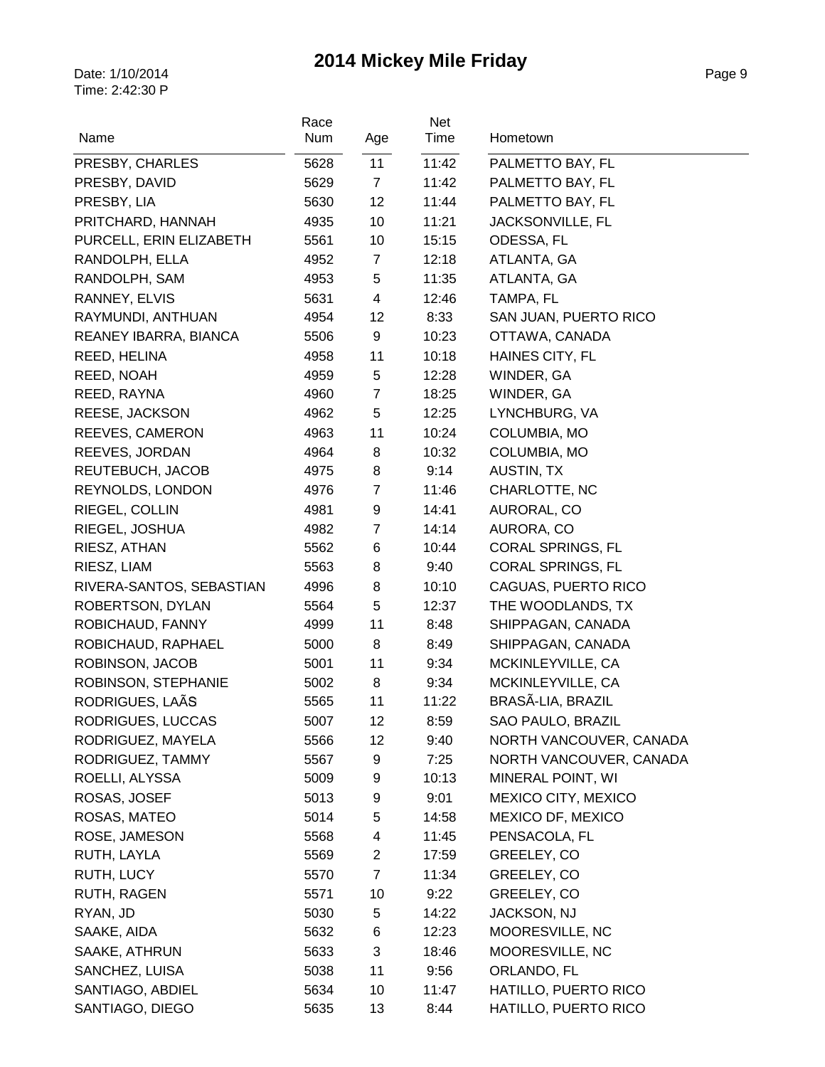# 2014 Mickey Mile Friday

Date: 1/10/2014
Time: 2:42:30 P

| Name | Race Num | Age | Net Time | Hometown |
|---|---|---|---|---|
| PRESBY, CHARLES | 5628 | 11 | 11:42 | PALMETTO BAY, FL |
| PRESBY, DAVID | 5629 | 7 | 11:42 | PALMETTO BAY, FL |
| PRESBY, LIA | 5630 | 12 | 11:44 | PALMETTO BAY, FL |
| PRITCHARD, HANNAH | 4935 | 10 | 11:21 | JACKSONVILLE, FL |
| PURCELL, ERIN ELIZABETH | 5561 | 10 | 15:15 | ODESSA, FL |
| RANDOLPH, ELLA | 4952 | 7 | 12:18 | ATLANTA, GA |
| RANDOLPH, SAM | 4953 | 5 | 11:35 | ATLANTA, GA |
| RANNEY, ELVIS | 5631 | 4 | 12:46 | TAMPA, FL |
| RAYMUNDI, ANTHUAN | 4954 | 12 | 8:33 | SAN JUAN, PUERTO RICO |
| REANEY IBARRA, BIANCA | 5506 | 9 | 10:23 | OTTAWA, CANADA |
| REED, HELINA | 4958 | 11 | 10:18 | HAINES CITY, FL |
| REED, NOAH | 4959 | 5 | 12:28 | WINDER, GA |
| REED, RAYNA | 4960 | 7 | 18:25 | WINDER, GA |
| REESE, JACKSON | 4962 | 5 | 12:25 | LYNCHBURG, VA |
| REEVES, CAMERON | 4963 | 11 | 10:24 | COLUMBIA, MO |
| REEVES, JORDAN | 4964 | 8 | 10:32 | COLUMBIA, MO |
| REUTEBUCH, JACOB | 4975 | 8 | 9:14 | AUSTIN, TX |
| REYNOLDS, LONDON | 4976 | 7 | 11:46 | CHARLOTTE, NC |
| RIEGEL, COLLIN | 4981 | 9 | 14:41 | AURORAL, CO |
| RIEGEL, JOSHUA | 4982 | 7 | 14:14 | AURORA, CO |
| RIESZ, ATHAN | 5562 | 6 | 10:44 | CORAL SPRINGS, FL |
| RIESZ, LIAM | 5563 | 8 | 9:40 | CORAL SPRINGS, FL |
| RIVERA-SANTOS, SEBASTIAN | 4996 | 8 | 10:10 | CAGUAS, PUERTO RICO |
| ROBERTSON, DYLAN | 5564 | 5 | 12:37 | THE WOODLANDS, TX |
| ROBICHAUD, FANNY | 4999 | 11 | 8:48 | SHIPPAGAN, CANADA |
| ROBICHAUD, RAPHAEL | 5000 | 8 | 8:49 | SHIPPAGAN, CANADA |
| ROBINSON, JACOB | 5001 | 11 | 9:34 | MCKINLEYVILLE, CA |
| ROBINSON, STEPHANIE | 5002 | 8 | 9:34 | MCKINLEYVILLE, CA |
| RODRIGUES, LAÃS | 5565 | 11 | 11:22 | BRASÃ-LIA, BRAZIL |
| RODRIGUES, LUCCAS | 5007 | 12 | 8:59 | SAO PAULO, BRAZIL |
| RODRIGUEZ, MAYELA | 5566 | 12 | 9:40 | NORTH VANCOUVER, CANADA |
| RODRIGUEZ, TAMMY | 5567 | 9 | 7:25 | NORTH VANCOUVER, CANADA |
| ROELLI, ALYSSA | 5009 | 9 | 10:13 | MINERAL POINT, WI |
| ROSAS, JOSEF | 5013 | 9 | 9:01 | MEXICO CITY, MEXICO |
| ROSAS, MATEO | 5014 | 5 | 14:58 | MEXICO DF, MEXICO |
| ROSE, JAMESON | 5568 | 4 | 11:45 | PENSACOLA, FL |
| RUTH, LAYLA | 5569 | 2 | 17:59 | GREELEY, CO |
| RUTH, LUCY | 5570 | 7 | 11:34 | GREELEY, CO |
| RUTH, RAGEN | 5571 | 10 | 9:22 | GREELEY, CO |
| RYAN, JD | 5030 | 5 | 14:22 | JACKSON, NJ |
| SAAKE, AIDA | 5632 | 6 | 12:23 | MOORESVILLE, NC |
| SAAKE, ATHRUN | 5633 | 3 | 18:46 | MOORESVILLE, NC |
| SANCHEZ, LUISA | 5038 | 11 | 9:56 | ORLANDO, FL |
| SANTIAGO, ABDIEL | 5634 | 10 | 11:47 | HATILLO, PUERTO RICO |
| SANTIAGO, DIEGO | 5635 | 13 | 8:44 | HATILLO, PUERTO RICO |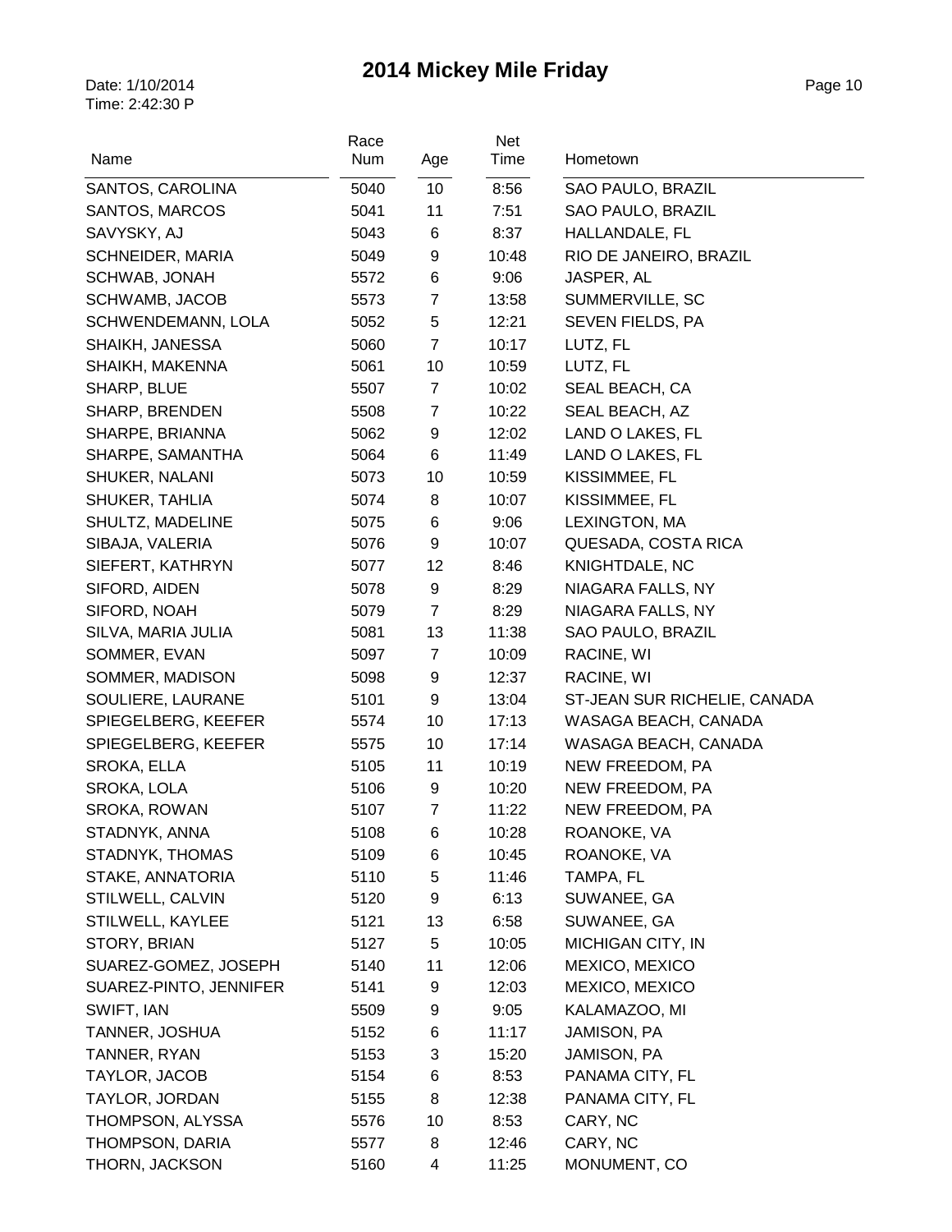# 2014 Mickey Mile Friday

Date: 1/10/2014
Time: 2:42:30 P

| Name | Race Num | Age | Net Time | Hometown |
|---|---|---|---|---|
| SANTOS, CAROLINA | 5040 | 10 | 8:56 | SAO PAULO, BRAZIL |
| SANTOS, MARCOS | 5041 | 11 | 7:51 | SAO PAULO, BRAZIL |
| SAVYSKY, AJ | 5043 | 6 | 8:37 | HALLANDALE, FL |
| SCHNEIDER, MARIA | 5049 | 9 | 10:48 | RIO DE JANEIRO, BRAZIL |
| SCHWAB, JONAH | 5572 | 6 | 9:06 | JASPER, AL |
| SCHWAMB, JACOB | 5573 | 7 | 13:58 | SUMMERVILLE, SC |
| SCHWENDEMANN, LOLA | 5052 | 5 | 12:21 | SEVEN FIELDS, PA |
| SHAIKH, JANESSA | 5060 | 7 | 10:17 | LUTZ, FL |
| SHAIKH, MAKENNA | 5061 | 10 | 10:59 | LUTZ, FL |
| SHARP, BLUE | 5507 | 7 | 10:02 | SEAL BEACH, CA |
| SHARP, BRENDEN | 5508 | 7 | 10:22 | SEAL BEACH, AZ |
| SHARPE, BRIANNA | 5062 | 9 | 12:02 | LAND O LAKES, FL |
| SHARPE, SAMANTHA | 5064 | 6 | 11:49 | LAND O LAKES, FL |
| SHUKER, NALANI | 5073 | 10 | 10:59 | KISSIMMEE, FL |
| SHUKER, TAHLIA | 5074 | 8 | 10:07 | KISSIMMEE, FL |
| SHULTZ, MADELINE | 5075 | 6 | 9:06 | LEXINGTON, MA |
| SIBAJA, VALERIA | 5076 | 9 | 10:07 | QUESADA, COSTA RICA |
| SIEFERT, KATHRYN | 5077 | 12 | 8:46 | KNIGHTDALE, NC |
| SIFORD, AIDEN | 5078 | 9 | 8:29 | NIAGARA FALLS, NY |
| SIFORD, NOAH | 5079 | 7 | 8:29 | NIAGARA FALLS, NY |
| SILVA, MARIA JULIA | 5081 | 13 | 11:38 | SAO PAULO, BRAZIL |
| SOMMER, EVAN | 5097 | 7 | 10:09 | RACINE, WI |
| SOMMER, MADISON | 5098 | 9 | 12:37 | RACINE, WI |
| SOULIERE, LAURANE | 5101 | 9 | 13:04 | ST-JEAN SUR RICHELIE, CANADA |
| SPIEGELBERG, KEEFER | 5574 | 10 | 17:13 | WASAGA BEACH, CANADA |
| SPIEGELBERG, KEEFER | 5575 | 10 | 17:14 | WASAGA BEACH, CANADA |
| SROKA, ELLA | 5105 | 11 | 10:19 | NEW FREEDOM, PA |
| SROKA, LOLA | 5106 | 9 | 10:20 | NEW FREEDOM, PA |
| SROKA, ROWAN | 5107 | 7 | 11:22 | NEW FREEDOM, PA |
| STADNYK, ANNA | 5108 | 6 | 10:28 | ROANOKE, VA |
| STADNYK, THOMAS | 5109 | 6 | 10:45 | ROANOKE, VA |
| STAKE, ANNATORIA | 5110 | 5 | 11:46 | TAMPA, FL |
| STILWELL, CALVIN | 5120 | 9 | 6:13 | SUWANEE, GA |
| STILWELL, KAYLEE | 5121 | 13 | 6:58 | SUWANEE, GA |
| STORY, BRIAN | 5127 | 5 | 10:05 | MICHIGAN CITY, IN |
| SUAREZ-GOMEZ, JOSEPH | 5140 | 11 | 12:06 | MEXICO, MEXICO |
| SUAREZ-PINTO, JENNIFER | 5141 | 9 | 12:03 | MEXICO, MEXICO |
| SWIFT, IAN | 5509 | 9 | 9:05 | KALAMAZOO, MI |
| TANNER, JOSHUA | 5152 | 6 | 11:17 | JAMISON, PA |
| TANNER, RYAN | 5153 | 3 | 15:20 | JAMISON, PA |
| TAYLOR, JACOB | 5154 | 6 | 8:53 | PANAMA CITY, FL |
| TAYLOR, JORDAN | 5155 | 8 | 12:38 | PANAMA CITY, FL |
| THOMPSON, ALYSSA | 5576 | 10 | 8:53 | CARY, NC |
| THOMPSON, DARIA | 5577 | 8 | 12:46 | CARY, NC |
| THORN, JACKSON | 5160 | 4 | 11:25 | MONUMENT, CO |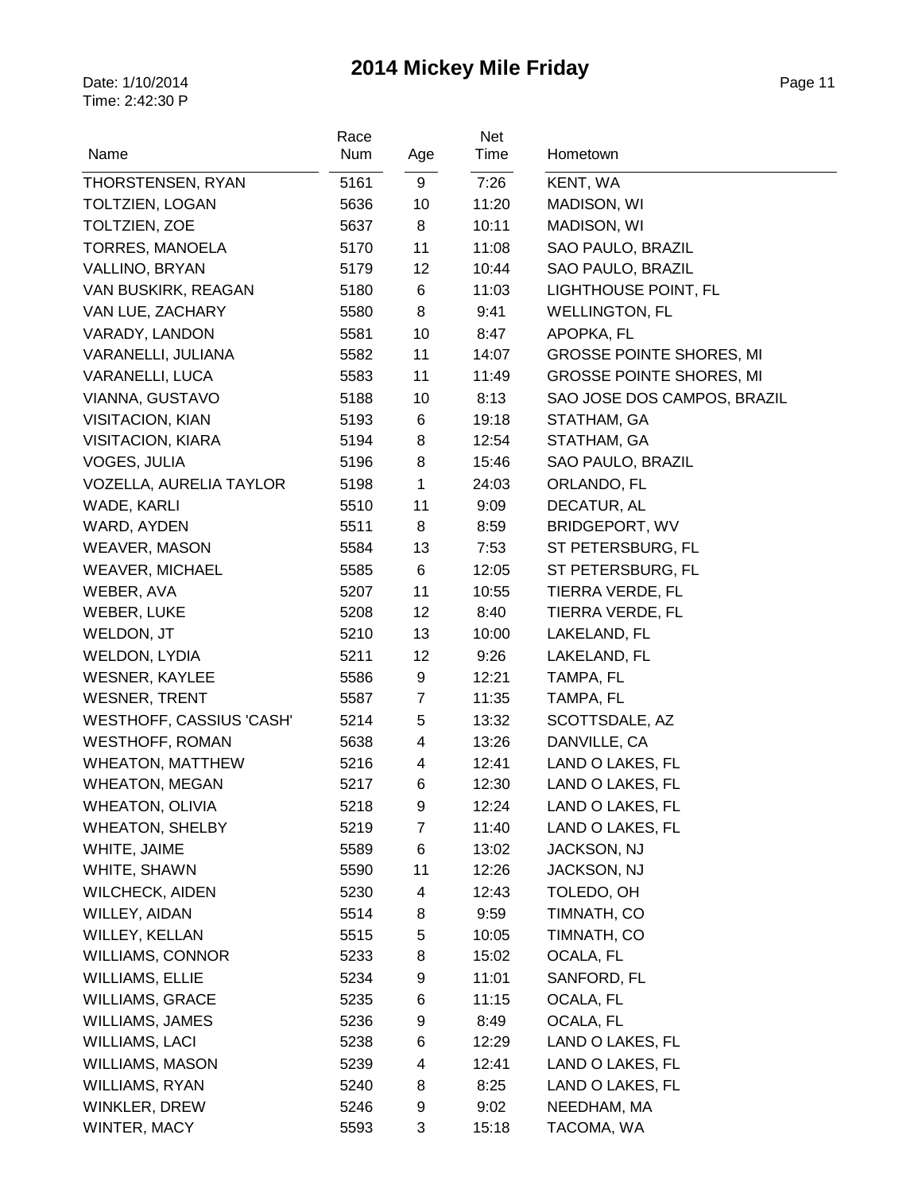# 2014 Mickey Mile Friday

Date: 1/10/2014
Time: 2:42:30 P

| Name | Race Num | Age | Net Time | Hometown |
|---|---|---|---|---|
| THORSTENSEN, RYAN | 5161 | 9 | 7:26 | KENT, WA |
| TOLTZIEN, LOGAN | 5636 | 10 | 11:20 | MADISON, WI |
| TOLTZIEN, ZOE | 5637 | 8 | 10:11 | MADISON, WI |
| TORRES, MANOELA | 5170 | 11 | 11:08 | SAO PAULO, BRAZIL |
| VALLINO, BRYAN | 5179 | 12 | 10:44 | SAO PAULO, BRAZIL |
| VAN BUSKIRK, REAGAN | 5180 | 6 | 11:03 | LIGHTHOUSE POINT, FL |
| VAN LUE, ZACHARY | 5580 | 8 | 9:41 | WELLINGTON, FL |
| VARADY, LANDON | 5581 | 10 | 8:47 | APOPKA, FL |
| VARANELLI, JULIANA | 5582 | 11 | 14:07 | GROSSE POINTE SHORES, MI |
| VARANELLI, LUCA | 5583 | 11 | 11:49 | GROSSE POINTE SHORES, MI |
| VIANNA, GUSTAVO | 5188 | 10 | 8:13 | SAO JOSE DOS CAMPOS, BRAZIL |
| VISITACION, KIAN | 5193 | 6 | 19:18 | STATHAM, GA |
| VISITACION, KIARA | 5194 | 8 | 12:54 | STATHAM, GA |
| VOGES, JULIA | 5196 | 8 | 15:46 | SAO PAULO, BRAZIL |
| VOZELLA, AURELIA TAYLOR | 5198 | 1 | 24:03 | ORLANDO, FL |
| WADE, KARLI | 5510 | 11 | 9:09 | DECATUR, AL |
| WARD, AYDEN | 5511 | 8 | 8:59 | BRIDGEPORT, WV |
| WEAVER, MASON | 5584 | 13 | 7:53 | ST PETERSBURG, FL |
| WEAVER, MICHAEL | 5585 | 6 | 12:05 | ST PETERSBURG, FL |
| WEBER, AVA | 5207 | 11 | 10:55 | TIERRA VERDE, FL |
| WEBER, LUKE | 5208 | 12 | 8:40 | TIERRA VERDE, FL |
| WELDON, JT | 5210 | 13 | 10:00 | LAKELAND, FL |
| WELDON, LYDIA | 5211 | 12 | 9:26 | LAKELAND, FL |
| WESNER, KAYLEE | 5586 | 9 | 12:21 | TAMPA, FL |
| WESNER, TRENT | 5587 | 7 | 11:35 | TAMPA, FL |
| WESTHOFF, CASSIUS 'CASH' | 5214 | 5 | 13:32 | SCOTTSDALE, AZ |
| WESTHOFF, ROMAN | 5638 | 4 | 13:26 | DANVILLE, CA |
| WHEATON, MATTHEW | 5216 | 4 | 12:41 | LAND O LAKES, FL |
| WHEATON, MEGAN | 5217 | 6 | 12:30 | LAND O LAKES, FL |
| WHEATON, OLIVIA | 5218 | 9 | 12:24 | LAND O LAKES, FL |
| WHEATON, SHELBY | 5219 | 7 | 11:40 | LAND O LAKES, FL |
| WHITE, JAIME | 5589 | 6 | 13:02 | JACKSON, NJ |
| WHITE, SHAWN | 5590 | 11 | 12:26 | JACKSON, NJ |
| WILCHECK, AIDEN | 5230 | 4 | 12:43 | TOLEDO, OH |
| WILLEY, AIDAN | 5514 | 8 | 9:59 | TIMNATH, CO |
| WILLEY, KELLAN | 5515 | 5 | 10:05 | TIMNATH, CO |
| WILLIAMS, CONNOR | 5233 | 8 | 15:02 | OCALA, FL |
| WILLIAMS, ELLIE | 5234 | 9 | 11:01 | SANFORD, FL |
| WILLIAMS, GRACE | 5235 | 6 | 11:15 | OCALA, FL |
| WILLIAMS, JAMES | 5236 | 9 | 8:49 | OCALA, FL |
| WILLIAMS, LACI | 5238 | 6 | 12:29 | LAND O LAKES, FL |
| WILLIAMS, MASON | 5239 | 4 | 12:41 | LAND O LAKES, FL |
| WILLIAMS, RYAN | 5240 | 8 | 8:25 | LAND O LAKES, FL |
| WINKLER, DREW | 5246 | 9 | 9:02 | NEEDHAM, MA |
| WINTER, MACY | 5593 | 3 | 15:18 | TACOMA, WA |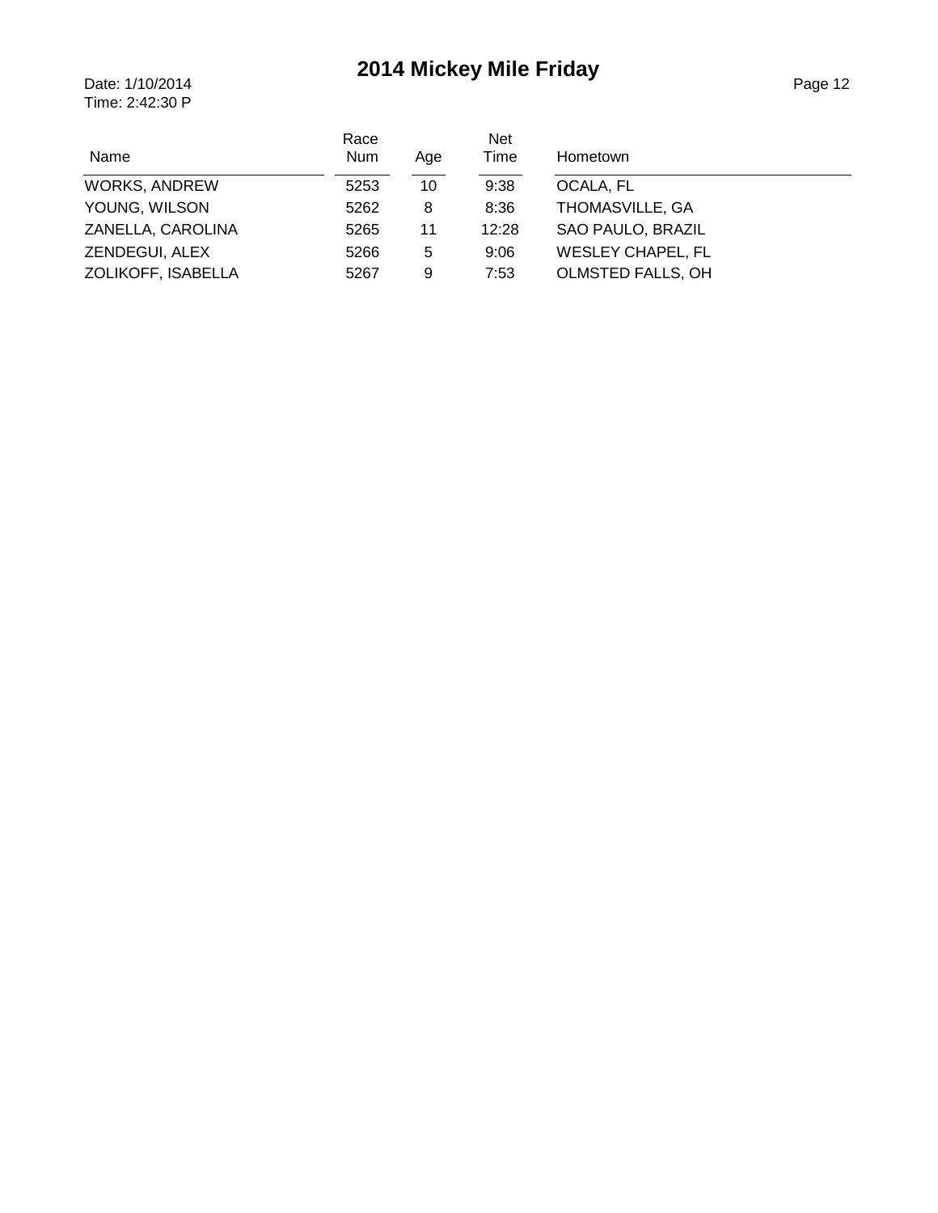# 2014 Mickey Mile Friday

Date: 1/10/2014
Time: 2:42:30 P

| Name | Race Num | Age | Net Time | Hometown |
|---|---|---|---|---|
| WORKS, ANDREW | 5253 | 10 | 9:38 | OCALA, FL |
| YOUNG, WILSON | 5262 | 8 | 8:36 | THOMASVILLE, GA |
| ZANELLA, CAROLINA | 5265 | 11 | 12:28 | SAO PAULO, BRAZIL |
| ZENDEGUI, ALEX | 5266 | 5 | 9:06 | WESLEY CHAPEL, FL |
| ZOLIKOFF, ISABELLA | 5267 | 9 | 7:53 | OLMSTED FALLS, OH |